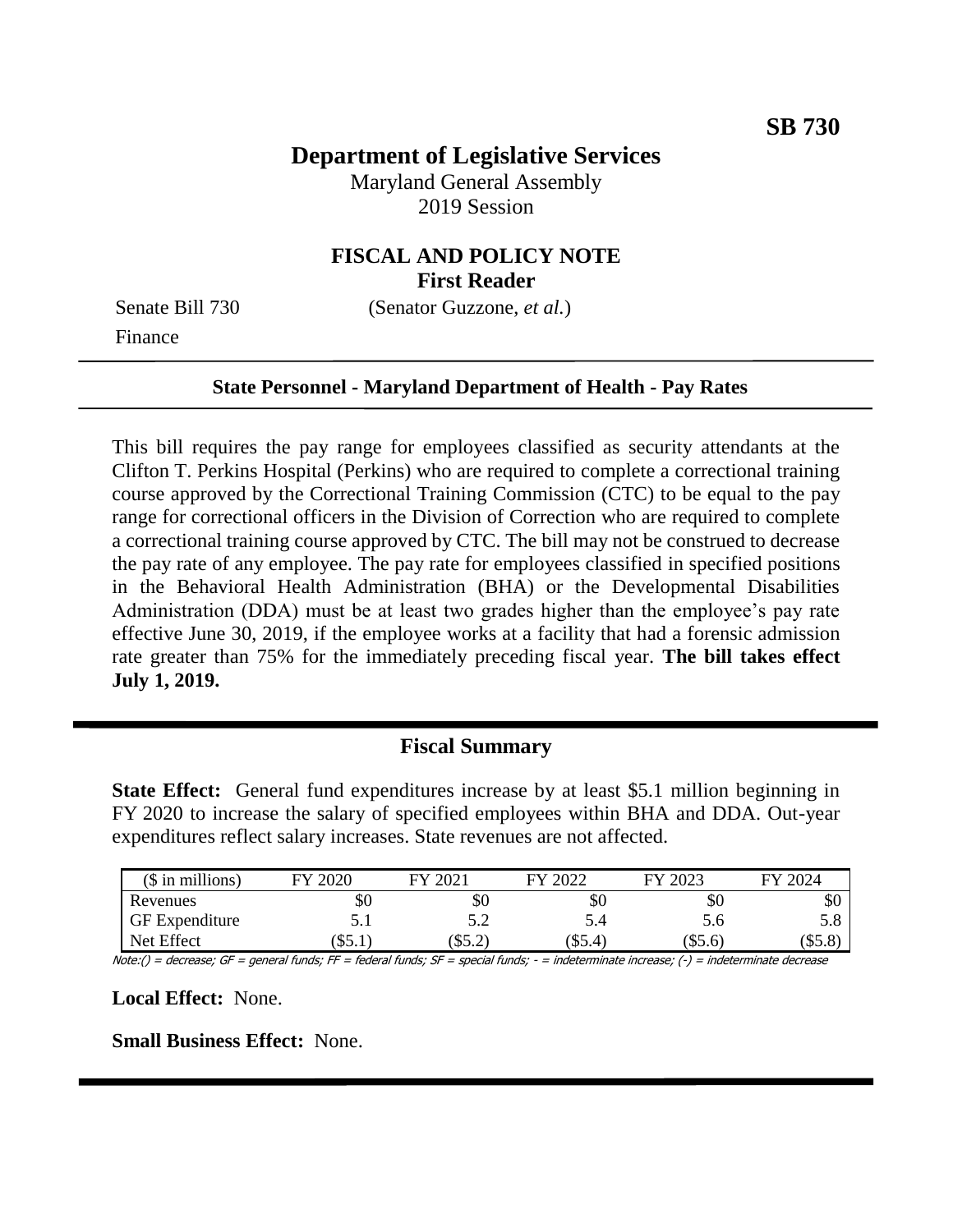**SB 730**

# Department of Legislative Services

Maryland General Assembly
2019 Session

## FISCAL AND POLICY NOTE
**First Reader**

Senate Bill 730 (Senator Guzzone, *et al.*)
Finance

---

**State Personnel - Maryland Department of Health - Pay Rates**

---

This bill requires the pay range for employees classified as security attendants at the Clifton T. Perkins Hospital (Perkins) who are required to complete a correctional training course approved by the Correctional Training Commission (CTC) to be equal to the pay range for correctional officers in the Division of Correction who are required to complete a correctional training course approved by CTC. The bill may not be construed to decrease the pay rate of any employee. The pay rate for employees classified in specified positions in the Behavioral Health Administration (BHA) or the Developmental Disabilities Administration (DDA) must be at least two grades higher than the employee's pay rate effective June 30, 2019, if the employee works at a facility that had a forensic admission rate greater than 75% for the immediately preceding fiscal year. **The bill takes effect July 1, 2019.**

---

## Fiscal Summary

**State Effect:** General fund expenditures increase by at least \$5.1 million beginning in FY 2020 to increase the salary of specified employees within BHA and DDA. Out-year expenditures reflect salary increases. State revenues are not affected.

| (\$ in millions) | FY 2020 | FY 2021 | FY 2022 | FY 2023 | FY 2024 |
|---|---|---|---|---|---|
| Revenues | \$0 | \$0 | \$0 | \$0 | \$0 |
| GF Expenditure | 5.1 | 5.2 | 5.4 | 5.6 | 5.8 |
| Net Effect | (\$5.1) | (\$5.2) | (\$5.4) | (\$5.6) | (\$5.8) |

*Note:() = decrease; GF = general funds; FF = federal funds; SF = special funds; - = indeterminate increase; (-) = indeterminate decrease*

**Local Effect:** None.

**Small Business Effect:** None.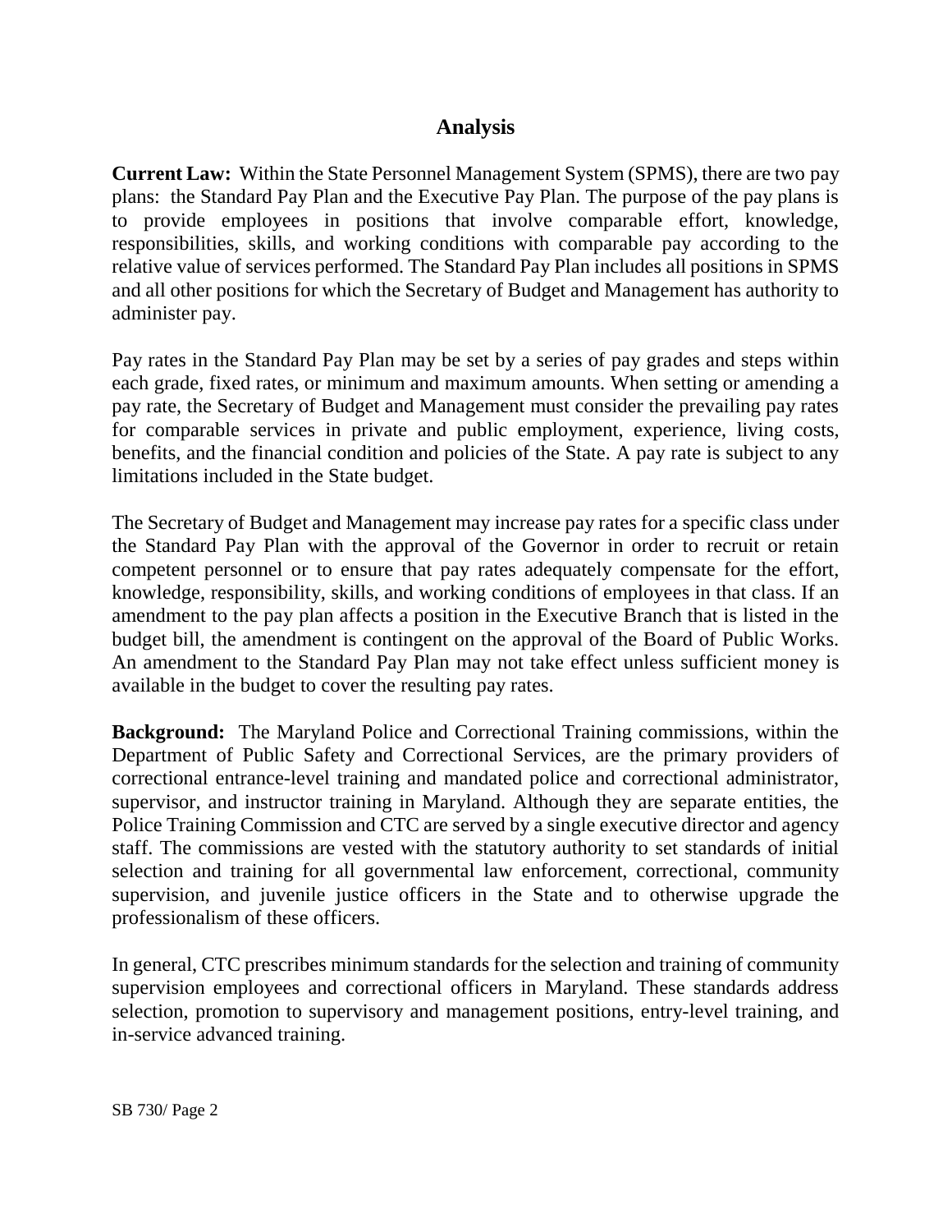## Analysis

**Current Law:** Within the State Personnel Management System (SPMS), there are two pay plans: the Standard Pay Plan and the Executive Pay Plan. The purpose of the pay plans is to provide employees in positions that involve comparable effort, knowledge, responsibilities, skills, and working conditions with comparable pay according to the relative value of services performed. The Standard Pay Plan includes all positions in SPMS and all other positions for which the Secretary of Budget and Management has authority to administer pay.

Pay rates in the Standard Pay Plan may be set by a series of pay grades and steps within each grade, fixed rates, or minimum and maximum amounts. When setting or amending a pay rate, the Secretary of Budget and Management must consider the prevailing pay rates for comparable services in private and public employment, experience, living costs, benefits, and the financial condition and policies of the State. A pay rate is subject to any limitations included in the State budget.

The Secretary of Budget and Management may increase pay rates for a specific class under the Standard Pay Plan with the approval of the Governor in order to recruit or retain competent personnel or to ensure that pay rates adequately compensate for the effort, knowledge, responsibility, skills, and working conditions of employees in that class. If an amendment to the pay plan affects a position in the Executive Branch that is listed in the budget bill, the amendment is contingent on the approval of the Board of Public Works. An amendment to the Standard Pay Plan may not take effect unless sufficient money is available in the budget to cover the resulting pay rates.

**Background:** The Maryland Police and Correctional Training commissions, within the Department of Public Safety and Correctional Services, are the primary providers of correctional entrance-level training and mandated police and correctional administrator, supervisor, and instructor training in Maryland. Although they are separate entities, the Police Training Commission and CTC are served by a single executive director and agency staff. The commissions are vested with the statutory authority to set standards of initial selection and training for all governmental law enforcement, correctional, community supervision, and juvenile justice officers in the State and to otherwise upgrade the professionalism of these officers.

In general, CTC prescribes minimum standards for the selection and training of community supervision employees and correctional officers in Maryland. These standards address selection, promotion to supervisory and management positions, entry-level training, and in-service advanced training.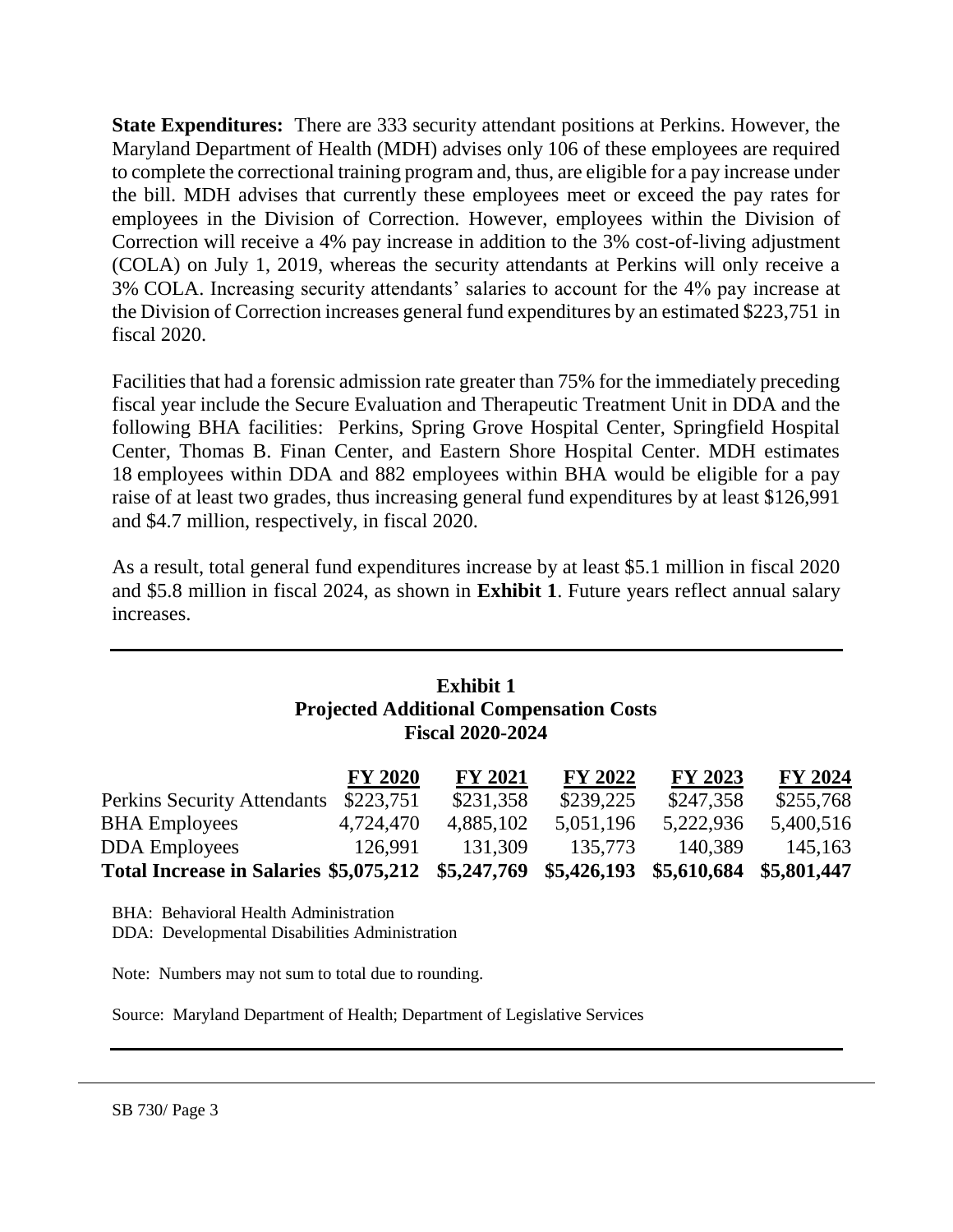**State Expenditures:** There are 333 security attendant positions at Perkins. However, the Maryland Department of Health (MDH) advises only 106 of these employees are required to complete the correctional training program and, thus, are eligible for a pay increase under the bill. MDH advises that currently these employees meet or exceed the pay rates for employees in the Division of Correction. However, employees within the Division of Correction will receive a 4% pay increase in addition to the 3% cost-of-living adjustment (COLA) on July 1, 2019, whereas the security attendants at Perkins will only receive a 3% COLA. Increasing security attendants' salaries to account for the 4% pay increase at the Division of Correction increases general fund expenditures by an estimated $223,751 in fiscal 2020.

Facilities that had a forensic admission rate greater than 75% for the immediately preceding fiscal year include the Secure Evaluation and Therapeutic Treatment Unit in DDA and the following BHA facilities: Perkins, Spring Grove Hospital Center, Springfield Hospital Center, Thomas B. Finan Center, and Eastern Shore Hospital Center. MDH estimates 18 employees within DDA and 882 employees within BHA would be eligible for a pay raise of at least two grades, thus increasing general fund expenditures by at least $126,991 and $4.7 million, respectively, in fiscal 2020.

As a result, total general fund expenditures increase by at least $5.1 million in fiscal 2020 and $5.8 million in fiscal 2024, as shown in **Exhibit 1**. Future years reflect annual salary increases.

**Exhibit 1**
**Projected Additional Compensation Costs**
**Fiscal 2020-2024**

| | FY 2020 | FY 2021 | FY 2022 | FY 2023 | FY 2024 |
|---|---|---|---|---|---|
| Perkins Security Attendants | $223,751 | $231,358 | $239,225 | $247,358 | $255,768 |
| BHA Employees | 4,724,470 | 4,885,102 | 5,051,196 | 5,222,936 | 5,400,516 |
| DDA Employees | 126,991 | 131,309 | 135,773 | 140,389 | 145,163 |
| **Total Increase in Salaries** | **$5,075,212** | **$5,247,769** | **$5,426,193** | **$5,610,684** | **$5,801,447** |

BHA: Behavioral Health Administration
DDA: Developmental Disabilities Administration

Note: Numbers may not sum to total due to rounding.

Source: Maryland Department of Health; Department of Legislative Services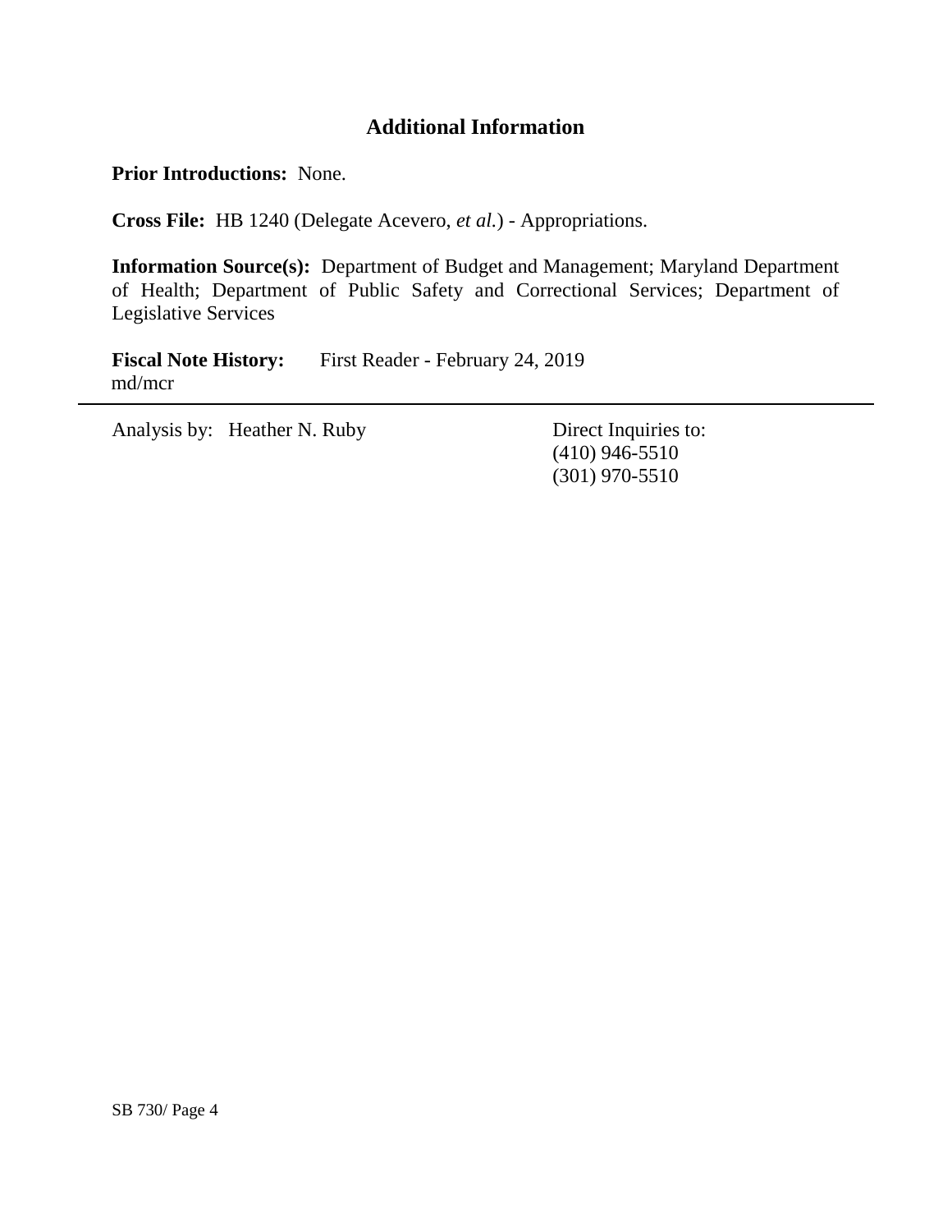## Additional Information

**Prior Introductions:** None.

**Cross File:** HB 1240 (Delegate Acevero, *et al.*) - Appropriations.

**Information Source(s):** Department of Budget and Management; Maryland Department of Health; Department of Public Safety and Correctional Services; Department of Legislative Services

**Fiscal Note History:** First Reader - February 24, 2019
md/mcr

---

Analysis by: Heather N. Ruby

Direct Inquiries to:
(410) 946-5510
(301) 970-5510